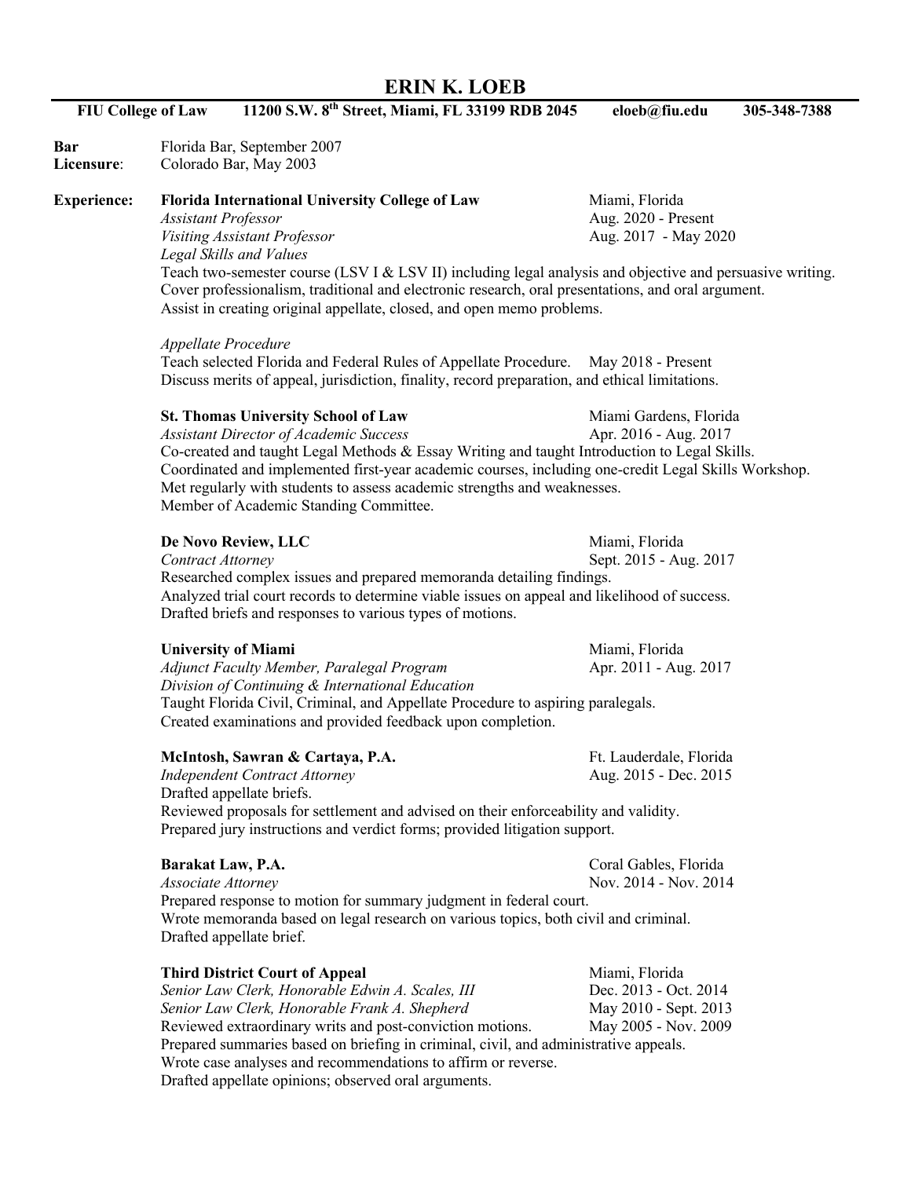# ERIN K. LOEB

**FIU College of Law** **11200 S.W. 8th Street, Miami, FL 33199 RDB 2045** **eloeb@fiu.edu** **305-348-7388**

**Bar Licensure**:
Florida Bar, September 2007
Colorado Bar, May 2003

**Experience:**

**Florida International University College of Law** — Miami, Florida
*Assistant Professor* — Aug. 2020 - Present
*Visiting Assistant Professor* — Aug. 2017 - May 2020
*Legal Skills and Values*
Teach two-semester course (LSV I & LSV II) including legal analysis and objective and persuasive writing.
Cover professionalism, traditional and electronic research, oral presentations, and oral argument.
Assist in creating original appellate, closed, and open memo problems.

*Appellate Procedure*
Teach selected Florida and Federal Rules of Appellate Procedure. — May 2018 - Present
Discuss merits of appeal, jurisdiction, finality, record preparation, and ethical limitations.

**St. Thomas University School of Law** — Miami Gardens, Florida
*Assistant Director of Academic Success* — Apr. 2016 - Aug. 2017
Co-created and taught Legal Methods & Essay Writing and taught Introduction to Legal Skills.
Coordinated and implemented first-year academic courses, including one-credit Legal Skills Workshop.
Met regularly with students to assess academic strengths and weaknesses.
Member of Academic Standing Committee.

**De Novo Review, LLC** — Miami, Florida
*Contract Attorney* — Sept. 2015 - Aug. 2017
Researched complex issues and prepared memoranda detailing findings.
Analyzed trial court records to determine viable issues on appeal and likelihood of success.
Drafted briefs and responses to various types of motions.

**University of Miami** — Miami, Florida
*Adjunct Faculty Member, Paralegal Program* — Apr. 2011 - Aug. 2017
*Division of Continuing & International Education*
Taught Florida Civil, Criminal, and Appellate Procedure to aspiring paralegals.
Created examinations and provided feedback upon completion.

**McIntosh, Sawran & Cartaya, P.A.** — Ft. Lauderdale, Florida
*Independent Contract Attorney* — Aug. 2015 - Dec. 2015
Drafted appellate briefs.
Reviewed proposals for settlement and advised on their enforceability and validity.
Prepared jury instructions and verdict forms; provided litigation support.

**Barakat Law, P.A.** — Coral Gables, Florida
*Associate Attorney* — Nov. 2014 - Nov. 2014
Prepared response to motion for summary judgment in federal court.
Wrote memoranda based on legal research on various topics, both civil and criminal.
Drafted appellate brief.

**Third District Court of Appeal** — Miami, Florida
*Senior Law Clerk, Honorable Edwin A. Scales, III* — Dec. 2013 - Oct. 2014
*Senior Law Clerk, Honorable Frank A. Shepherd* — May 2010 - Sept. 2013
Reviewed extraordinary writs and post-conviction motions. — May 2005 - Nov. 2009
Prepared summaries based on briefing in criminal, civil, and administrative appeals.
Wrote case analyses and recommendations to affirm or reverse.
Drafted appellate opinions; observed oral arguments.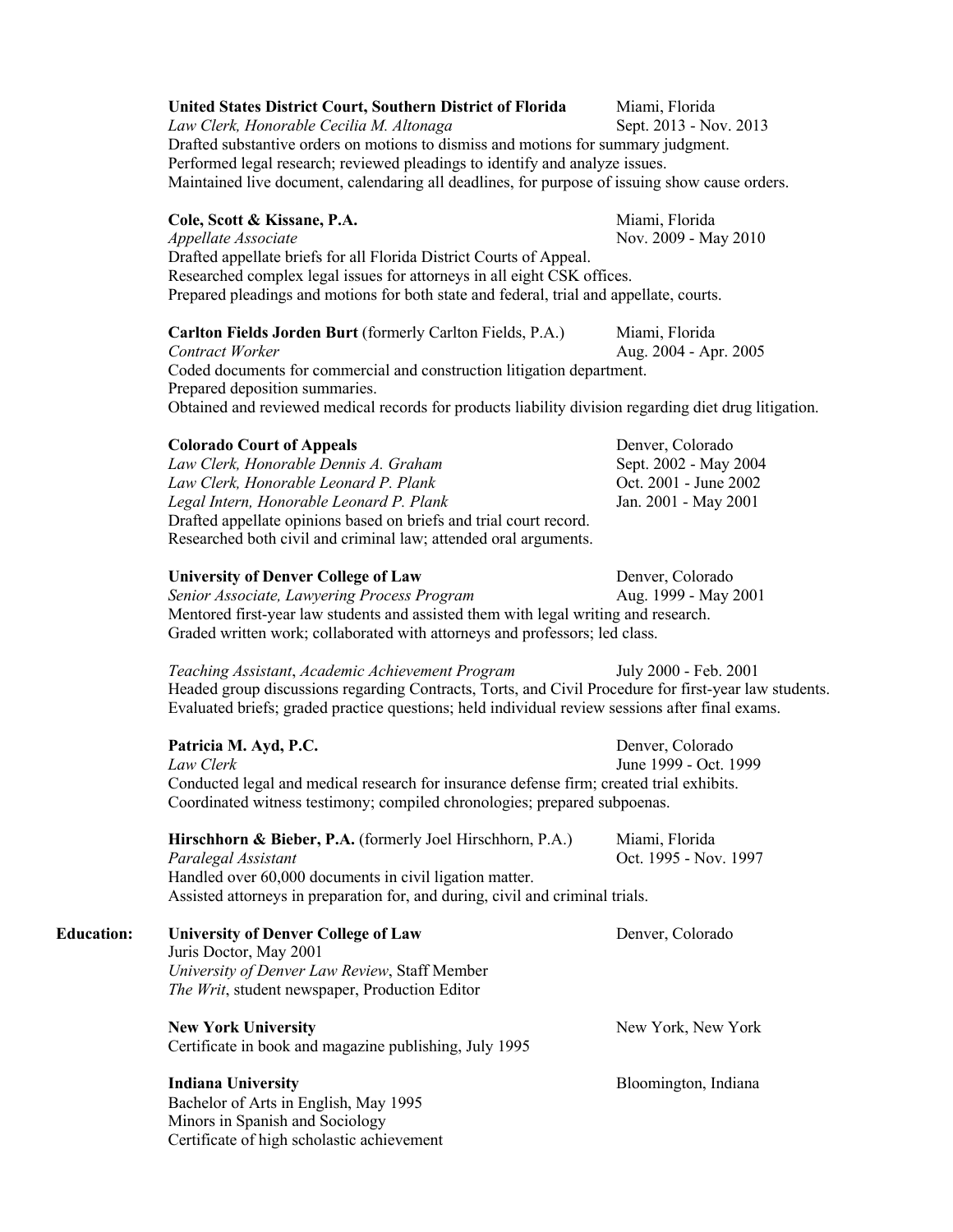**United States District Court, Southern District of Florida** Miami, Florida
*Law Clerk, Honorable Cecilia M. Altonaga* Sept. 2013 - Nov. 2013
Drafted substantive orders on motions to dismiss and motions for summary judgment.
Performed legal research; reviewed pleadings to identify and analyze issues.
Maintained live document, calendaring all deadlines, for purpose of issuing show cause orders.

**Cole, Scott & Kissane, P.A.** Miami, Florida
*Appellate Associate* Nov. 2009 - May 2010
Drafted appellate briefs for all Florida District Courts of Appeal.
Researched complex legal issues for attorneys in all eight CSK offices.
Prepared pleadings and motions for both state and federal, trial and appellate, courts.

**Carlton Fields Jorden Burt** (formerly Carlton Fields, P.A.) Miami, Florida
*Contract Worker* Aug. 2004 - Apr. 2005
Coded documents for commercial and construction litigation department.
Prepared deposition summaries.
Obtained and reviewed medical records for products liability division regarding diet drug litigation.

**Colorado Court of Appeals** Denver, Colorado
*Law Clerk, Honorable Dennis A. Graham* Sept. 2002 - May 2004
*Law Clerk, Honorable Leonard P. Plank* Oct. 2001 - June 2002
*Legal Intern, Honorable Leonard P. Plank* Jan. 2001 - May 2001
Drafted appellate opinions based on briefs and trial court record.
Researched both civil and criminal law; attended oral arguments.

**University of Denver College of Law** Denver, Colorado
*Senior Associate, Lawyering Process Program* Aug. 1999 - May 2001
Mentored first-year law students and assisted them with legal writing and research.
Graded written work; collaborated with attorneys and professors; led class.

*Teaching Assistant*, *Academic Achievement Program* July 2000 - Feb. 2001
Headed group discussions regarding Contracts, Torts, and Civil Procedure for first-year law students.
Evaluated briefs; graded practice questions; held individual review sessions after final exams.

**Patricia M. Ayd, P.C.** Denver, Colorado
*Law Clerk* June 1999 - Oct. 1999
Conducted legal and medical research for insurance defense firm; created trial exhibits.
Coordinated witness testimony; compiled chronologies; prepared subpoenas.

**Hirschhorn & Bieber, P.A.** (formerly Joel Hirschhorn, P.A.) Miami, Florida
*Paralegal Assistant* Oct. 1995 - Nov. 1997
Handled over 60,000 documents in civil ligation matter.
Assisted attorneys in preparation for, and during, civil and criminal trials.

**Education:**

**University of Denver College of Law** Denver, Colorado
Juris Doctor, May 2001
*University of Denver Law Review*, Staff Member
*The Writ*, student newspaper, Production Editor

**New York University** New York, New York
Certificate in book and magazine publishing, July 1995

**Indiana University** Bloomington, Indiana
Bachelor of Arts in English, May 1995
Minors in Spanish and Sociology
Certificate of high scholastic achievement